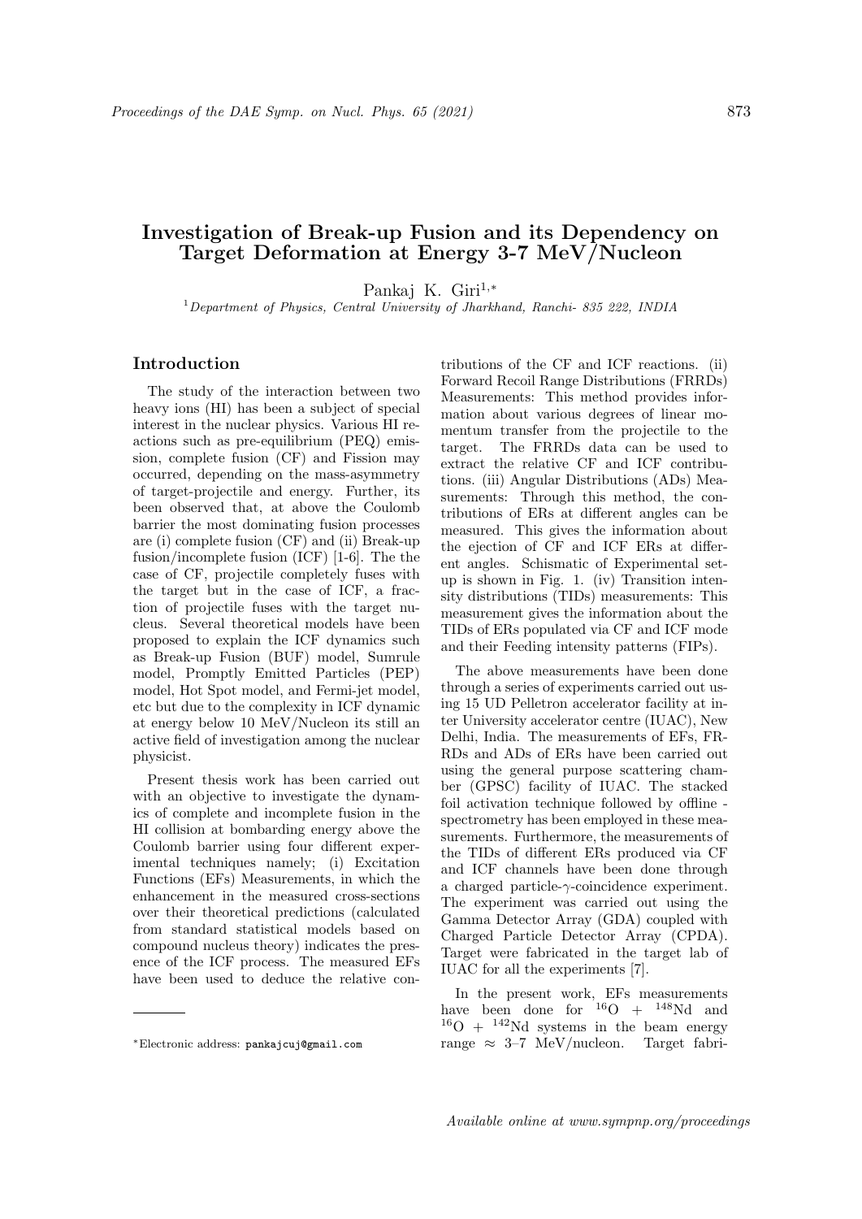# Investigation of Break-up Fusion and its Dependency on Target Deformation at Energy 3-7 MeV/Nucleon

Pankaj K. Giri[1,*]

[1]*Department of Physics, Central University of Jharkhand, Ranchi- 835 222, INDIA*

## Introduction

The study of the interaction between two heavy ions (HI) has been a subject of special interest in the nuclear physics. Various HI reactions such as pre-equilibrium (PEQ) emission, complete fusion (CF) and Fission may occurred, depending on the mass-asymmetry of target-projectile and energy. Further, its been observed that, at above the Coulomb barrier the most dominating fusion processes are (i) complete fusion (CF) and (ii) Break-up fusion/incomplete fusion (ICF) [1-6]. The the case of CF, projectile completely fuses with the target but in the case of ICF, a fraction of projectile fuses with the target nucleus. Several theoretical models have been proposed to explain the ICF dynamics such as Break-up Fusion (BUF) model, Sumrule model, Promptly Emitted Particles (PEP) model, Hot Spot model, and Fermi-jet model, etc but due to the complexity in ICF dynamic at energy below 10 MeV/Nucleon its still an active field of investigation among the nuclear physicist.

Present thesis work has been carried out with an objective to investigate the dynamics of complete and incomplete fusion in the HI collision at bombarding energy above the Coulomb barrier using four different experimental techniques namely; (i) Excitation Functions (EFs) Measurements, in which the enhancement in the measured cross-sections over their theoretical predictions (calculated from standard statistical models based on compound nucleus theory) indicates the presence of the ICF process. The measured EFs have been used to deduce the relative contributions of the CF and ICF reactions. (ii) Forward Recoil Range Distributions (FRRDs) Measurements: This method provides information about various degrees of linear momentum transfer from the projectile to the target. The FRRDs data can be used to extract the relative CF and ICF contributions. (iii) Angular Distributions (ADs) Measurements: Through this method, the contributions of ERs at different angles can be measured. This gives the information about the ejection of CF and ICF ERs at different angles. Schismatic of Experimental setup is shown in Fig. 1. (iv) Transition intensity distributions (TIDs) measurements: This measurement gives the information about the TIDs of ERs populated via CF and ICF mode and their Feeding intensity patterns (FIPs).

The above measurements have been done through a series of experiments carried out using 15 UD Pelletron accelerator facility at inter University accelerator centre (IUAC), New Delhi, India. The measurements of EFs, FRRDs and ADs of ERs have been carried out using the general purpose scattering chamber (GPSC) facility of IUAC. The stacked foil activation technique followed by offline - spectrometry has been employed in these measurements. Furthermore, the measurements of the TIDs of different ERs produced via CF and ICF channels have been done through a charged particle-$\gamma$-coincidence experiment. The experiment was carried out using the Gamma Detector Array (GDA) coupled with Charged Particle Detector Array (CPDA). Target were fabricated in the target lab of IUAC for all the experiments [7].

In the present work, EFs measurements have been done for $^{16}$O + $^{148}$Nd and $^{16}$O + $^{142}$Nd systems in the beam energy range $\approx$ 3–7 MeV/nucleon. Target fabri-

---

*Electronic address: pankajcuj@gmail.com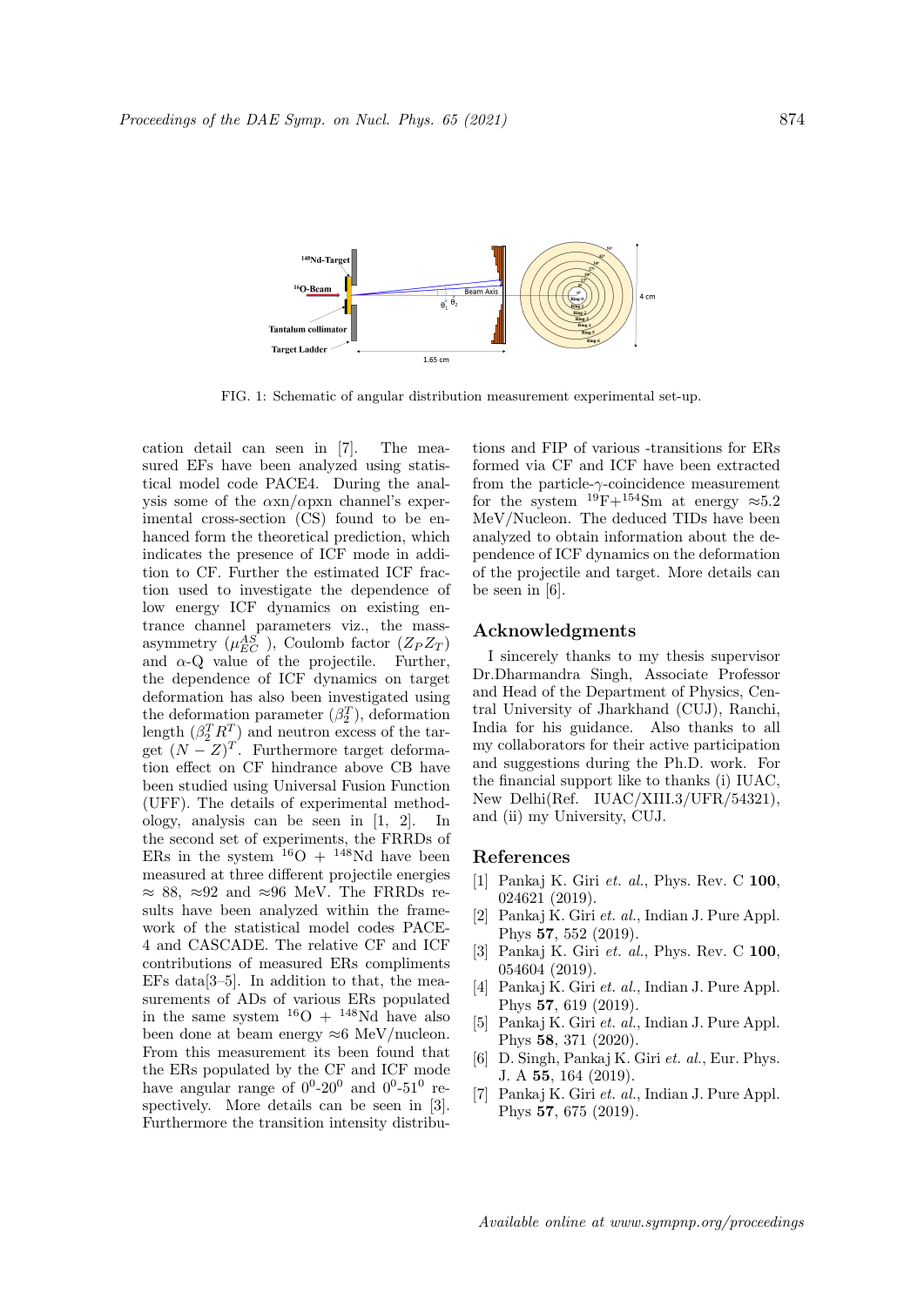$^{148}$Nd-Target

$^{16}$O-Beam

Beam Axis

$\theta_1$ $\theta_2$

Tantalum collimator

Target Ladder

1.65 cm

4 cm

Ring-0 Ring-1 Ring-2 Ring-3 Ring-4 Ring-5 Ring-6

FIG. 1: Schematic of angular distribution measurement experimental set-up.

cation detail can seen in [7]. The measured EFs have been analyzed using statistical model code PACE4. During the analysis some of the $\alpha$xn/$\alpha$pxn channel's experimental cross-section (CS) found to be enhanced form the theoretical prediction, which indicates the presence of ICF mode in addition to CF. Further the estimated ICF fraction used to investigate the dependence of low energy ICF dynamics on existing entrance channel parameters viz., the mass-asymmetry ($\mu_{EC}^{AS}$ ), Coulomb factor ($Z_P Z_T$) and $\alpha$-Q value of the projectile. Further, the dependence of ICF dynamics on target deformation has also been investigated using the deformation parameter ($\beta_2^T$), deformation length ($\beta_2^T R^T$) and neutron excess of the target $(N-Z)^T$. Furthermore target deformation effect on CF hindrance above CB have been studied using Universal Fusion Function (UFF). The details of experimental methodology, analysis can be seen in [1, 2]. In the second set of experiments, the FRRDs of ERs in the system $^{16}$O + $^{148}$Nd have been measured at three different projectile energies $\approx$ 88, $\approx$92 and $\approx$96 MeV. The FRRDs results have been analyzed within the framework of the statistical model codes PACE-4 and CASCADE. The relative CF and ICF contributions of measured ERs compliments EFs data[3–5]. In addition to that, the measurements of ADs of various ERs populated in the same system $^{16}$O + $^{148}$Nd have also been done at beam energy $\approx$6 MeV/nucleon. From this measurement its been found that the ERs populated by the CF and ICF mode have angular range of $0^0$-$20^0$ and $0^0$-$51^0$ respectively. More details can be seen in [3]. Furthermore the transition intensity distributions and FIP of various -transitions for ERs formed via CF and ICF have been extracted from the particle-$\gamma$-coincidence measurement for the system $^{19}$F+$^{154}$Sm at energy $\approx$5.2 MeV/Nucleon. The deduced TIDs have been analyzed to obtain information about the dependence of ICF dynamics on the deformation of the projectile and target. More details can be seen in [6].

## Acknowledgments

I sincerely thanks to my thesis supervisor Dr.Dharmandra Singh, Associate Professor and Head of the Department of Physics, Central University of Jharkhand (CUJ), Ranchi, India for his guidance. Also thanks to all my collaborators for their active participation and suggestions during the Ph.D. work. For the financial support like to thanks (i) IUAC, New Delhi(Ref. IUAC/XIII.3/UFR/54321), and (ii) my University, CUJ.

## References

[1] Pankaj K. Giri *et. al.*, Phys. Rev. C **100**, 024621 (2019).

[2] Pankaj K. Giri *et. al.*, Indian J. Pure Appl. Phys **57**, 552 (2019).

[3] Pankaj K. Giri *et. al.*, Phys. Rev. C **100**, 054604 (2019).

[4] Pankaj K. Giri *et. al.*, Indian J. Pure Appl. Phys **57**, 619 (2019).

[5] Pankaj K. Giri *et. al.*, Indian J. Pure Appl. Phys **58**, 371 (2020).

[6] D. Singh, Pankaj K. Giri *et. al.*, Eur. Phys. J. A **55**, 164 (2019).

[7] Pankaj K. Giri *et. al.*, Indian J. Pure Appl. Phys **57**, 675 (2019).